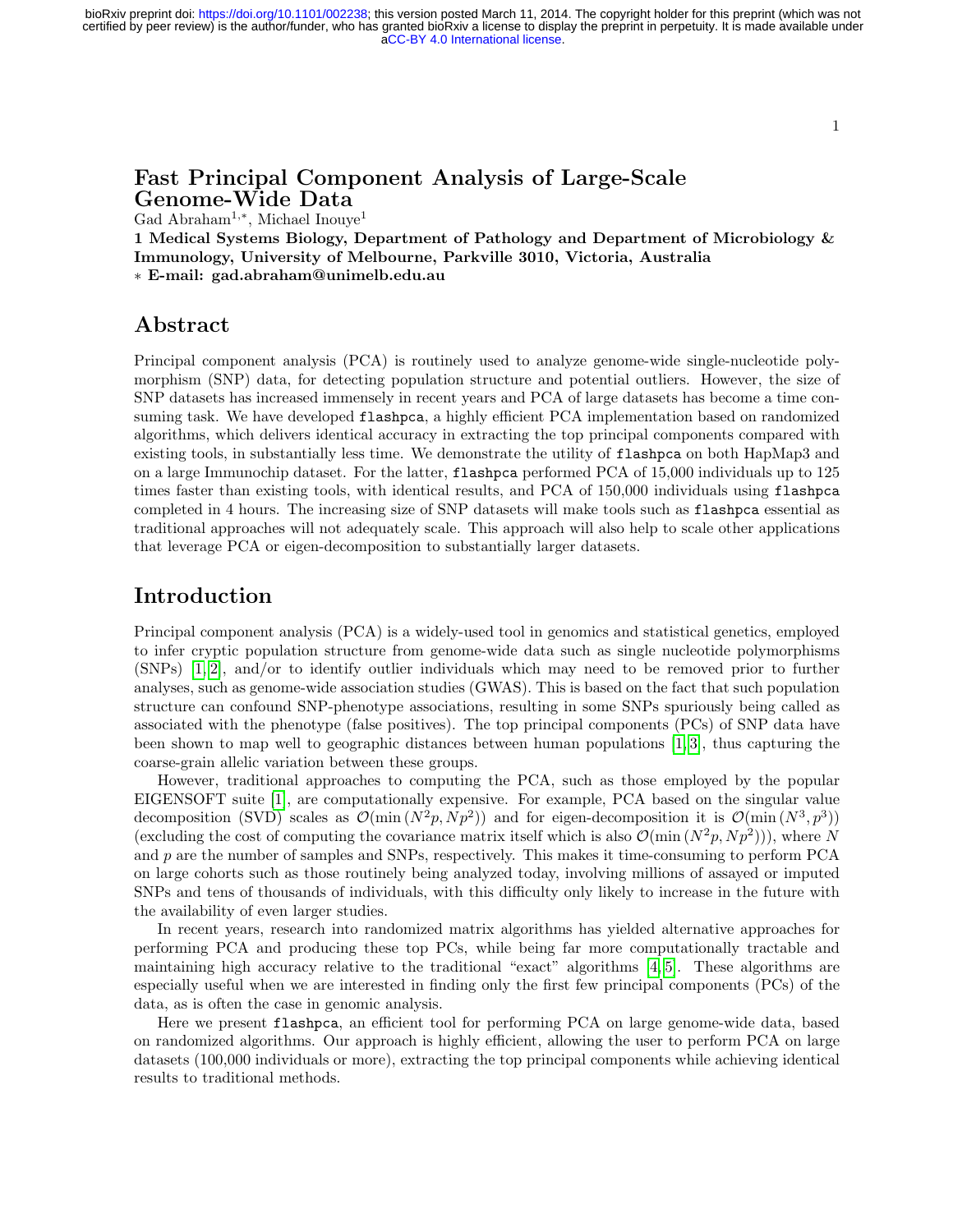# Fast Principal Component Analysis of Large-Scale Genome-Wide Data

Gad Abraham[1,*], Michael Inouye[1]

**1 Medical Systems Biology, Department of Pathology and Department of Microbiology & Immunology, University of Melbourne, Parkville 3010, Victoria, Australia**

**\* E-mail: gad.abraham@unimelb.edu.au**

## Abstract

Principal component analysis (PCA) is routinely used to analyze genome-wide single-nucleotide polymorphism (SNP) data, for detecting population structure and potential outliers. However, the size of SNP datasets has increased immensely in recent years and PCA of large datasets has become a time consuming task. We have developed `flashpca`, a highly efficient PCA implementation based on randomized algorithms, which delivers identical accuracy in extracting the top principal components compared with existing tools, in substantially less time. We demonstrate the utility of `flashpca` on both HapMap3 and on a large Immunochip dataset. For the latter, `flashpca` performed PCA of 15,000 individuals up to 125 times faster than existing tools, with identical results, and PCA of 150,000 individuals using `flashpca` completed in 4 hours. The increasing size of SNP datasets will make tools such as `flashpca` essential as traditional approaches will not adequately scale. This approach will also help to scale other applications that leverage PCA or eigen-decomposition to substantially larger datasets.

## Introduction

Principal component analysis (PCA) is a widely-used tool in genomics and statistical genetics, employed to infer cryptic population structure from genome-wide data such as single nucleotide polymorphisms (SNPs) [1, 2], and/or to identify outlier individuals which may need to be removed prior to further analyses, such as genome-wide association studies (GWAS). This is based on the fact that such population structure can confound SNP-phenotype associations, resulting in some SNPs spuriously being called as associated with the phenotype (false positives). The top principal components (PCs) of SNP data have been shown to map well to geographic distances between human populations [1, 3], thus capturing the coarse-grain allelic variation between these groups.

However, traditional approaches to computing the PCA, such as those employed by the popular EIGENSOFT suite [1], are computationally expensive. For example, PCA based on the singular value decomposition (SVD) scales as $\mathcal{O}(\min(N^2p, Np^2))$ and for eigen-decomposition it is $\mathcal{O}(\min(N^3, p^3))$ (excluding the cost of computing the covariance matrix itself which is also $\mathcal{O}(\min(N^2p, Np^2))$), where $N$ and $p$ are the number of samples and SNPs, respectively. This makes it time-consuming to perform PCA on large cohorts such as those routinely being analyzed today, involving millions of assayed or imputed SNPs and tens of thousands of individuals, with this difficulty only likely to increase in the future with the availability of even larger studies.

In recent years, research into randomized matrix algorithms has yielded alternative approaches for performing PCA and producing these top PCs, while being far more computationally tractable and maintaining high accuracy relative to the traditional "exact" algorithms [4, 5]. These algorithms are especially useful when we are interested in finding only the first few principal components (PCs) of the data, as is often the case in genomic analysis.

Here we present `flashpca`, an efficient tool for performing PCA on large genome-wide data, based on randomized algorithms. Our approach is highly efficient, allowing the user to perform PCA on large datasets (100,000 individuals or more), extracting the top principal components while achieving identical results to traditional methods.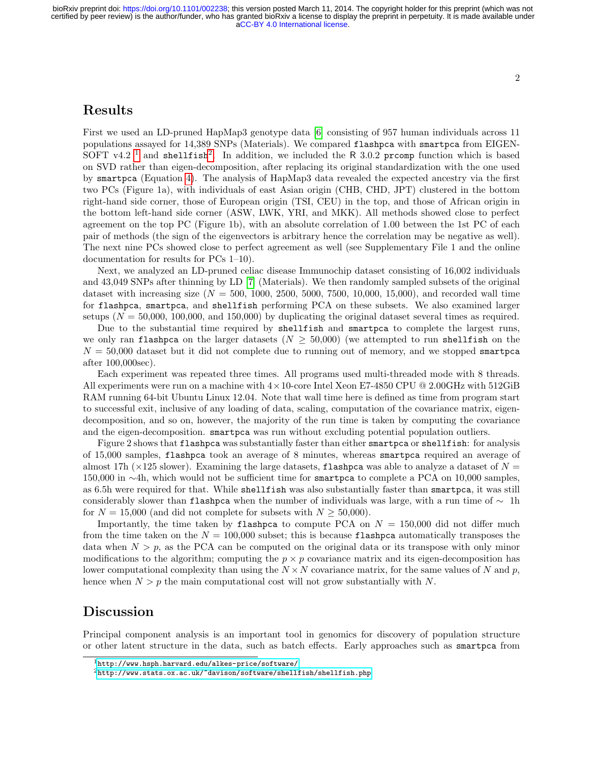## Results

First we used an LD-pruned HapMap3 genotype data [6] consisting of 957 human individuals across 11 populations assayed for 14,389 SNPs (Materials). We compared `flashpca` with `smartpca` from EIGENSOFT v4.2 [1] and `shellfish`[2]. In addition, we included the R 3.0.2 `prcomp` function which is based on SVD rather than eigen-decomposition, after replacing its original standardization with the one used by `smartpca` (Equation 4). The analysis of HapMap3 data revealed the expected ancestry via the first two PCs (Figure 1a), with individuals of east Asian origin (CHB, CHD, JPT) clustered in the bottom right-hand side corner, those of European origin (TSI, CEU) in the top, and those of African origin in the bottom left-hand side corner (ASW, LWK, YRI, and MKK). All methods showed close to perfect agreement on the top PC (Figure 1b), with an absolute correlation of 1.00 between the 1st PC of each pair of methods (the sign of the eigenvectors is arbitrary hence the correlation may be negative as well). The next nine PCs showed close to perfect agreement as well (see Supplementary File 1 and the online documentation for results for PCs 1–10).

Next, we analyzed an LD-pruned celiac disease Immunochip dataset consisting of 16,002 individuals and 43,049 SNPs after thinning by LD [7] (Materials). We then randomly sampled subsets of the original dataset with increasing size ($N$ = 500, 1000, 2500, 5000, 7500, 10,000, 15,000), and recorded wall time for `flashpca`, `smartpca`, and `shellfish` performing PCA on these subsets. We also examined larger setups ($N$ = 50,000, 100,000, and 150,000) by duplicating the original dataset several times as required.

Due to the substantial time required by `shellfish` and `smartpca` to complete the largest runs, we only ran `flashpca` on the larger datasets ($N \geq$ 50,000) (we attempted to run `shellfish` on the $N$ = 50,000 dataset but it did not complete due to running out of memory, and we stopped `smartpca` after 100,000sec).

Each experiment was repeated three times. All programs used multi-threaded mode with 8 threads. All experiments were run on a machine with $4 \times 10$-core Intel Xeon E7-4850 CPU @ 2.00GHz with 512GiB RAM running 64-bit Ubuntu Linux 12.04. Note that wall time here is defined as time from program start to successful exit, inclusive of any loading of data, scaling, computation of the covariance matrix, eigen-decomposition, and so on, however, the majority of the run time is taken by computing the covariance and the eigen-decomposition. `smartpca` was run without excluding potential population outliers.

Figure 2 shows that `flashpca` was substantially faster than either `smartpca` or `shellfish`: for analysis of 15,000 samples, `flashpca` took an average of 8 minutes, whereas `smartpca` required an average of almost 17h ($\times$125 slower). Examining the large datasets, `flashpca` was able to analyze a dataset of $N$ = 150,000 in ∼4h, which would not be sufficient time for `smartpca` to complete a PCA on 10,000 samples, as 6.5h were required for that. While `shellfish` was also substantially faster than `smartpca`, it was still considerably slower than `flashpca` when the number of individuals was large, with a run time of ∼ 1h for $N$ = 15,000 (and did not complete for subsets with $N \geq$ 50,000).

Importantly, the time taken by `flashpca` to compute PCA on $N$ = 150,000 did not differ much from the time taken on the $N$ = 100,000 subset; this is because `flashpca` automatically transposes the data when $N > p$, as the PCA can be computed on the original data or its transpose with only minor modifications to the algorithm; computing the $p \times p$ covariance matrix and its eigen-decomposition has lower computational complexity than using the $N \times N$ covariance matrix, for the same values of $N$ and $p$, hence when $N > p$ the main computational cost will not grow substantially with $N$.

## Discussion

Principal component analysis is an important tool in genomics for discovery of population structure or other latent structure in the data, such as batch effects. Early approaches such as `smartpca` from

[1] http://www.hsph.harvard.edu/alkes-price/software/

[2] http://www.stats.ox.ac.uk/~davison/software/shellfish/shellfish.php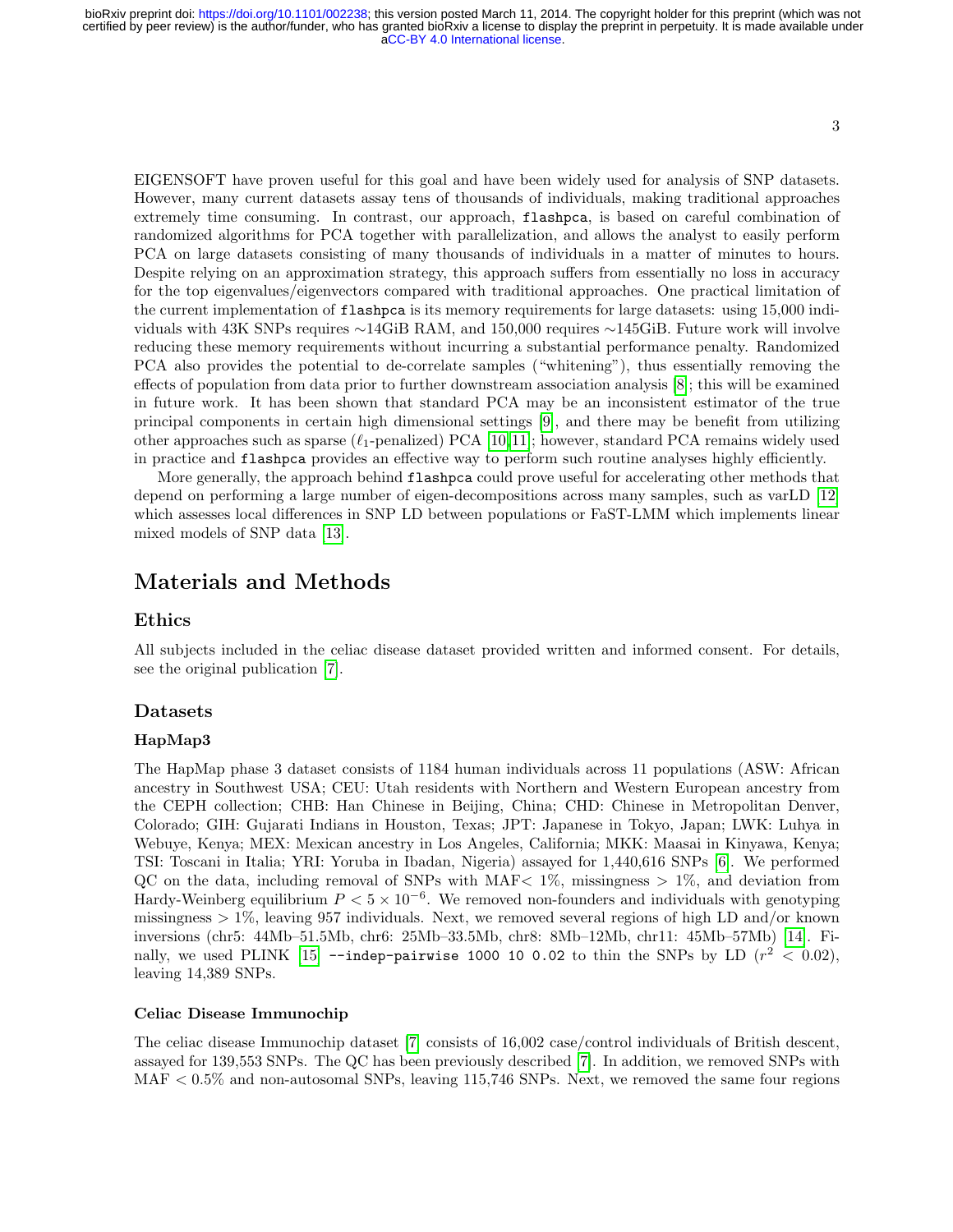EIGENSOFT have proven useful for this goal and have been widely used for analysis of SNP datasets. However, many current datasets assay tens of thousands of individuals, making traditional approaches extremely time consuming. In contrast, our approach, `flashpca`, is based on careful combination of randomized algorithms for PCA together with parallelization, and allows the analyst to easily perform PCA on large datasets consisting of many thousands of individuals in a matter of minutes to hours. Despite relying on an approximation strategy, this approach suffers from essentially no loss in accuracy for the top eigenvalues/eigenvectors compared with traditional approaches. One practical limitation of the current implementation of `flashpca` is its memory requirements for large datasets: using 15,000 individuals with 43K SNPs requires ∼14GiB RAM, and 150,000 requires ∼145GiB. Future work will involve reducing these memory requirements without incurring a substantial performance penalty. Randomized PCA also provides the potential to de-correlate samples ("whitening"), thus essentially removing the effects of population from data prior to further downstream association analysis [8]; this will be examined in future work. It has been shown that standard PCA may be an inconsistent estimator of the true principal components in certain high dimensional settings [9], and there may be benefit from utilizing other approaches such as sparse ($\ell_1$-penalized) PCA [10, 11]; however, standard PCA remains widely used in practice and `flashpca` provides an effective way to perform such routine analyses highly efficiently.

More generally, the approach behind `flashpca` could prove useful for accelerating other methods that depend on performing a large number of eigen-decompositions across many samples, such as varLD [12] which assesses local differences in SNP LD between populations or FaST-LMM which implements linear mixed models of SNP data [13].

# Materials and Methods

## Ethics

All subjects included in the celiac disease dataset provided written and informed consent. For details, see the original publication [7].

## Datasets

### HapMap3

The HapMap phase 3 dataset consists of 1184 human individuals across 11 populations (ASW: African ancestry in Southwest USA; CEU: Utah residents with Northern and Western European ancestry from the CEPH collection; CHB: Han Chinese in Beijing, China; CHD: Chinese in Metropolitan Denver, Colorado; GIH: Gujarati Indians in Houston, Texas; JPT: Japanese in Tokyo, Japan; LWK: Luhya in Webuye, Kenya; MEX: Mexican ancestry in Los Angeles, California; MKK: Maasai in Kinyawa, Kenya; TSI: Toscani in Italia; YRI: Yoruba in Ibadan, Nigeria) assayed for 1,440,616 SNPs [6]. We performed QC on the data, including removal of SNPs with MAF< 1%, missingness > 1%, and deviation from Hardy-Weinberg equilibrium $P < 5 \times 10^{-6}$. We removed non-founders and individuals with genotyping missingness > 1%, leaving 957 individuals. Next, we removed several regions of high LD and/or known inversions (chr5: 44Mb–51.5Mb, chr6: 25Mb–33.5Mb, chr8: 8Mb–12Mb, chr11: 45Mb–57Mb) [14]. Finally, we used PLINK [15] `--indep-pairwise 1000 10 0.02` to thin the SNPs by LD ($r^2 < 0.02$), leaving 14,389 SNPs.

### Celiac Disease Immunochip

The celiac disease Immunochip dataset [7] consists of 16,002 case/control individuals of British descent, assayed for 139,553 SNPs. The QC has been previously described [7]. In addition, we removed SNPs with MAF < 0.5% and non-autosomal SNPs, leaving 115,746 SNPs. Next, we removed the same four regions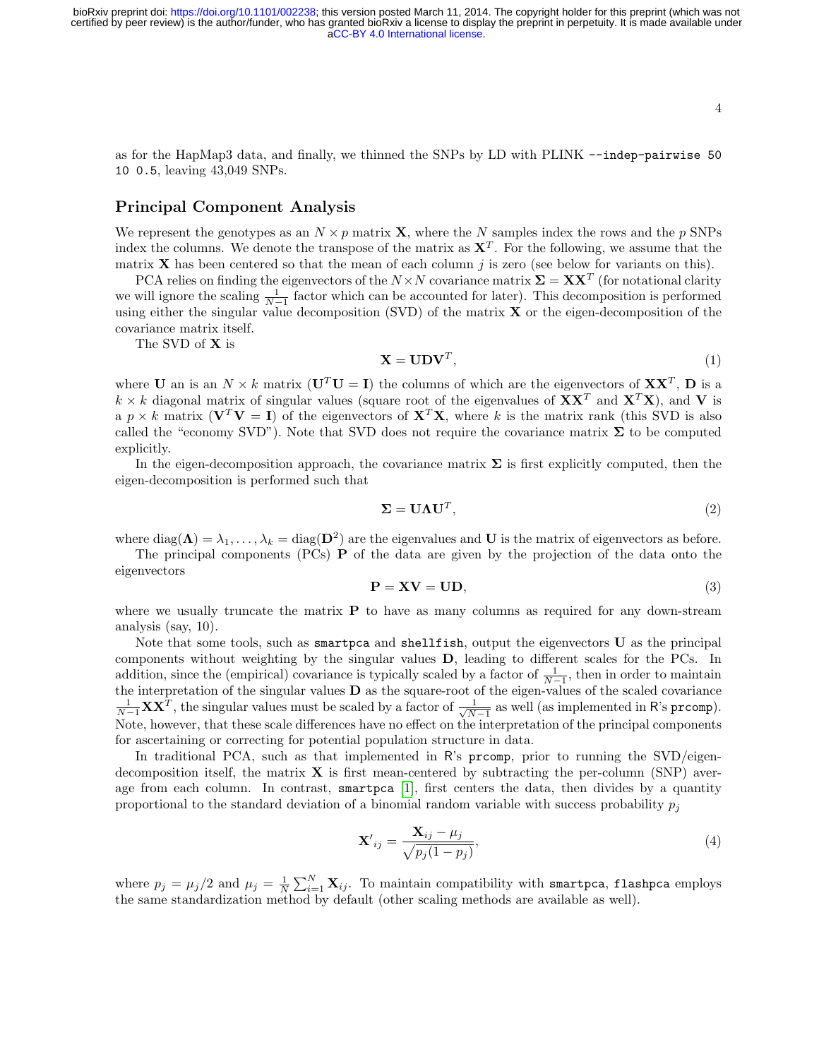as for the HapMap3 data, and finally, we thinned the SNPs by LD with PLINK `--indep-pairwise 50 10 0.5`, leaving 43,049 SNPs.

## Principal Component Analysis

We represent the genotypes as an $N \times p$ matrix $\mathbf{X}$, where the $N$ samples index the rows and the $p$ SNPs index the columns. We denote the transpose of the matrix as $\mathbf{X}^T$. For the following, we assume that the matrix $\mathbf{X}$ has been centered so that the mean of each column $j$ is zero (see below for variants on this).

PCA relies on finding the eigenvectors of the $N \times N$ covariance matrix $\mathbf{\Sigma} = \mathbf{X}\mathbf{X}^T$ (for notational clarity we will ignore the scaling $\frac{1}{N-1}$ factor which can be accounted for later). This decomposition is performed using either the singular value decomposition (SVD) of the matrix $\mathbf{X}$ or the eigen-decomposition of the covariance matrix itself.

The SVD of $\mathbf{X}$ is

$$\mathbf{X} = \mathbf{U}\mathbf{D}\mathbf{V}^T, \tag{1}$$

where $\mathbf{U}$ an is an $N \times k$ matrix ($\mathbf{U}^T\mathbf{U} = \mathbf{I}$) the columns of which are the eigenvectors of $\mathbf{X}\mathbf{X}^T$, $\mathbf{D}$ is a $k \times k$ diagonal matrix of singular values (square root of the eigenvalues of $\mathbf{X}\mathbf{X}^T$ and $\mathbf{X}^T\mathbf{X}$), and $\mathbf{V}$ is a $p \times k$ matrix ($\mathbf{V}^T\mathbf{V} = \mathbf{I}$) of the eigenvectors of $\mathbf{X}^T\mathbf{X}$, where $k$ is the matrix rank (this SVD is also called the "economy SVD"). Note that SVD does not require the covariance matrix $\mathbf{\Sigma}$ to be computed explicitly.

In the eigen-decomposition approach, the covariance matrix $\mathbf{\Sigma}$ is first explicitly computed, then the eigen-decomposition is performed such that

$$\mathbf{\Sigma} = \mathbf{U}\mathbf{\Lambda}\mathbf{U}^T, \tag{2}$$

where $\text{diag}(\mathbf{\Lambda}) = \lambda_1, \ldots, \lambda_k = \text{diag}(\mathbf{D}^2)$ are the eigenvalues and $\mathbf{U}$ is the matrix of eigenvectors as before.

The principal components (PCs) $\mathbf{P}$ of the data are given by the projection of the data onto the eigenvectors

$$\mathbf{P} = \mathbf{X}\mathbf{V} = \mathbf{U}\mathbf{D}, \tag{3}$$

where we usually truncate the matrix $\mathbf{P}$ to have as many columns as required for any down-stream analysis (say, 10).

Note that some tools, such as `smartpca` and `shellfish`, output the eigenvectors $\mathbf{U}$ as the principal components without weighting by the singular values $\mathbf{D}$, leading to different scales for the PCs. In addition, since the (empirical) covariance is typically scaled by a factor of $\frac{1}{N-1}$, then in order to maintain the interpretation of the singular values $\mathbf{D}$ as the square-root of the eigen-values of the scaled covariance $\frac{1}{N-1}\mathbf{X}\mathbf{X}^T$, the singular values must be scaled by a factor of $\frac{1}{\sqrt{N-1}}$ as well (as implemented in R's `prcomp`). Note, however, that these scale differences have no effect on the interpretation of the principal components for ascertaining or correcting for potential population structure in data.

In traditional PCA, such as that implemented in R's `prcomp`, prior to running the SVD/eigen-decomposition itself, the matrix $\mathbf{X}$ is first mean-centered by subtracting the per-column (SNP) average from each column. In contrast, `smartpca` [1], first centers the data, then divides by a quantity proportional to the standard deviation of a binomial random variable with success probability $p_j$

$$\mathbf{X}'_{ij} = \frac{\mathbf{X}_{ij} - \mu_j}{\sqrt{p_j(1-p_j)}}, \tag{4}$$

where $p_j = \mu_j/2$ and $\mu_j = \frac{1}{N}\sum_{i=1}^{N}\mathbf{X}_{ij}$. To maintain compatibility with `smartpca`, `flashpca` employs the same standardization method by default (other scaling methods are available as well).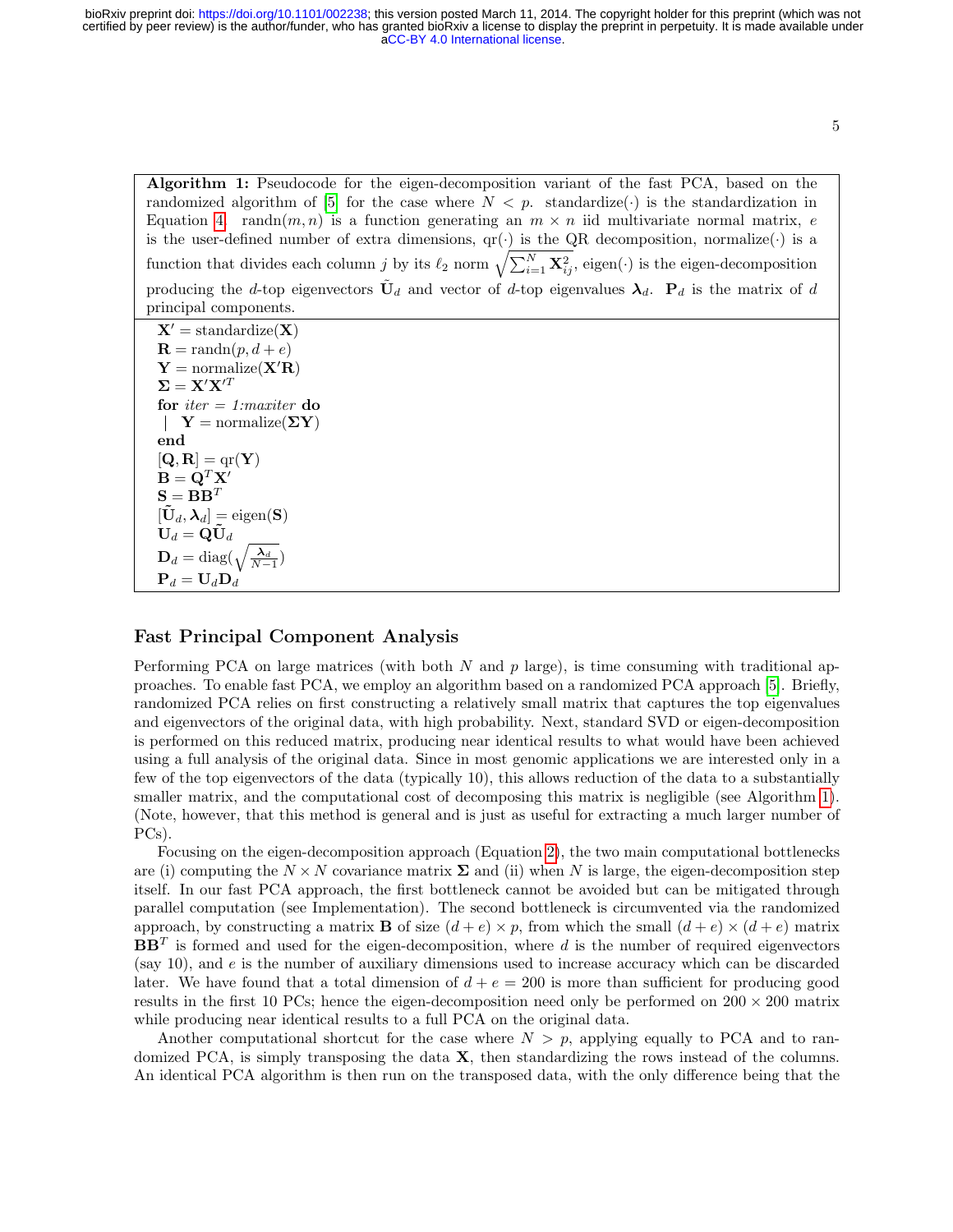**Algorithm 1:** Pseudocode for the eigen-decomposition variant of the fast PCA, based on the randomized algorithm of [5] for the case where $N < p$. standardize($\cdot$) is the standardization in Equation 4. randn($m, n$) is a function generating an $m \times n$ iid multivariate normal matrix, $e$ is the user-defined number of extra dimensions, qr($\cdot$) is the QR decomposition, normalize($\cdot$) is a function that divides each column $j$ by its $\ell_2$ norm $\sqrt{\sum_{i=1}^{N} \mathbf{X}_{ij}^2}$, eigen($\cdot$) is the eigen-decomposition producing the $d$-top eigenvectors $\tilde{\mathbf{U}}_d$ and vector of $d$-top eigenvalues $\boldsymbol{\lambda}_d$. $\mathbf{P}_d$ is the matrix of $d$ principal components.

$\mathbf{X}' = \text{standardize}(\mathbf{X})$
$\mathbf{R} = \text{randn}(p, d+e)$
$\mathbf{Y} = \text{normalize}(\mathbf{X}'\mathbf{R})$
$\boldsymbol{\Sigma} = \mathbf{X}'\mathbf{X}'^T$
**for** *iter = 1:maxiter* **do**
  $\mathbf{Y} = \text{normalize}(\boldsymbol{\Sigma}\mathbf{Y})$
**end**
$[\mathbf{Q}, \mathbf{R}] = \text{qr}(\mathbf{Y})$
$\mathbf{B} = \mathbf{Q}^T\mathbf{X}'$
$\mathbf{S} = \mathbf{B}\mathbf{B}^T$
$[\tilde{\mathbf{U}}_d, \boldsymbol{\lambda}_d] = \text{eigen}(\mathbf{S})$
$\mathbf{U}_d = \mathbf{Q}\tilde{\mathbf{U}}_d$
$\mathbf{D}_d = \text{diag}(\sqrt{\frac{\boldsymbol{\lambda}_d}{N-1}})$
$\mathbf{P}_d = \mathbf{U}_d\mathbf{D}_d$

## Fast Principal Component Analysis

Performing PCA on large matrices (with both $N$ and $p$ large), is time consuming with traditional approaches. To enable fast PCA, we employ an algorithm based on a randomized PCA approach [5]. Briefly, randomized PCA relies on first constructing a relatively small matrix that captures the top eigenvalues and eigenvectors of the original data, with high probability. Next, standard SVD or eigen-decomposition is performed on this reduced matrix, producing near identical results to what would have been achieved using a full analysis of the original data. Since in most genomic applications we are interested only in a few of the top eigenvectors of the data (typically 10), this allows reduction of the data to a substantially smaller matrix, and the computational cost of decomposing this matrix is negligible (see Algorithm 1). (Note, however, that this method is general and is just as useful for extracting a much larger number of PCs).

Focusing on the eigen-decomposition approach (Equation 2), the two main computational bottlenecks are (i) computing the $N \times N$ covariance matrix $\boldsymbol{\Sigma}$ and (ii) when $N$ is large, the eigen-decomposition step itself. In our fast PCA approach, the first bottleneck cannot be avoided but can be mitigated through parallel computation (see Implementation). The second bottleneck is circumvented via the randomized approach, by constructing a matrix $\mathbf{B}$ of size $(d+e) \times p$, from which the small $(d+e) \times (d+e)$ matrix $\mathbf{B}\mathbf{B}^T$ is formed and used for the eigen-decomposition, where $d$ is the number of required eigenvectors (say 10), and $e$ is the number of auxiliary dimensions used to increase accuracy which can be discarded later. We have found that a total dimension of $d + e = 200$ is more than sufficient for producing good results in the first 10 PCs; hence the eigen-decomposition need only be performed on $200 \times 200$ matrix while producing near identical results to a full PCA on the original data.

Another computational shortcut for the case where $N > p$, applying equally to PCA and to randomized PCA, is simply transposing the data $\mathbf{X}$, then standardizing the rows instead of the columns. An identical PCA algorithm is then run on the transposed data, with the only difference being that the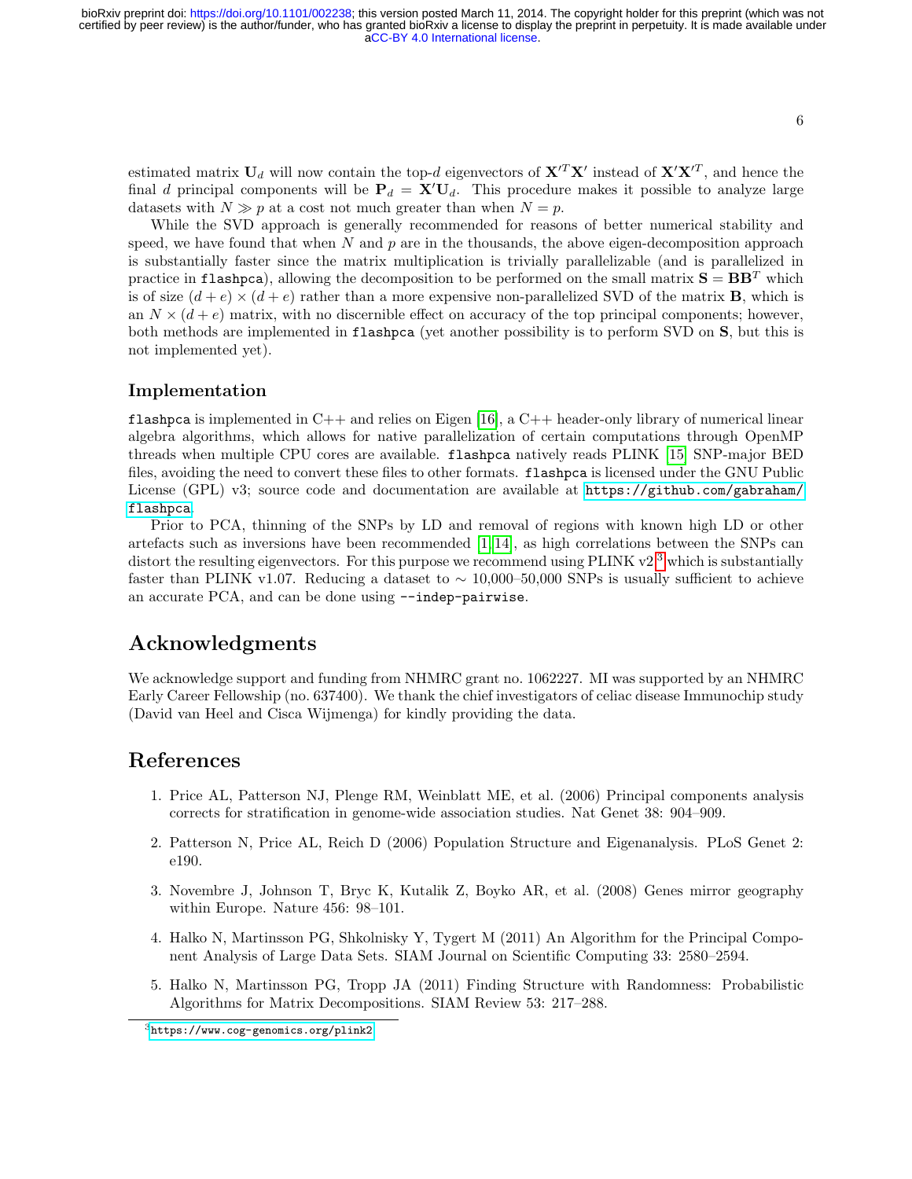estimated matrix $\mathbf{U}_d$ will now contain the top-$d$ eigenvectors of $\mathbf{X}'^T\mathbf{X}'$ instead of $\mathbf{X}'\mathbf{X}'^T$, and hence the final $d$ principal components will be $\mathbf{P}_d = \mathbf{X}'\mathbf{U}_d$. This procedure makes it possible to analyze large datasets with $N \gg p$ at a cost not much greater than when $N = p$.

While the SVD approach is generally recommended for reasons of better numerical stability and speed, we have found that when $N$ and $p$ are in the thousands, the above eigen-decomposition approach is substantially faster since the matrix multiplication is trivially parallelizable (and is parallelized in practice in `flashpca`), allowing the decomposition to be performed on the small matrix $\mathbf{S} = \mathbf{B}\mathbf{B}^T$ which is of size $(d + e) \times (d + e)$ rather than a more expensive non-parallelized SVD of the matrix $\mathbf{B}$, which is an $N \times (d + e)$ matrix, with no discernible effect on accuracy of the top principal components; however, both methods are implemented in `flashpca` (yet another possibility is to perform SVD on $\mathbf{S}$, but this is not implemented yet).

### Implementation

`flashpca` is implemented in C++ and relies on Eigen [16], a C++ header-only library of numerical linear algebra algorithms, which allows for native parallelization of certain computations through OpenMP threads when multiple CPU cores are available. `flashpca` natively reads PLINK [15] SNP-major BED files, avoiding the need to convert these files to other formats. `flashpca` is licensed under the GNU Public License (GPL) v3; source code and documentation are available at https://github.com/gabraham/flashpca.

Prior to PCA, thinning of the SNPs by LD and removal of regions with known high LD or other artefacts such as inversions have been recommended [1, 14], as high correlations between the SNPs can distort the resulting eigenvectors. For this purpose we recommend using PLINK v2,[3] which is substantially faster than PLINK v1.07. Reducing a dataset to $\sim$ 10,000–50,000 SNPs is usually sufficient to achieve an accurate PCA, and can be done using `--indep-pairwise`.

## Acknowledgments

We acknowledge support and funding from NHMRC grant no. 1062227. MI was supported by an NHMRC Early Career Fellowship (no. 637400). We thank the chief investigators of celiac disease Immunochip study (David van Heel and Cisca Wijmenga) for kindly providing the data.

## References

1. Price AL, Patterson NJ, Plenge RM, Weinblatt ME, et al. (2006) Principal components analysis corrects for stratification in genome-wide association studies. Nat Genet 38: 904–909.

2. Patterson N, Price AL, Reich D (2006) Population Structure and Eigenanalysis. PLoS Genet 2: e190.

3. Novembre J, Johnson T, Bryc K, Kutalik Z, Boyko AR, et al. (2008) Genes mirror geography within Europe. Nature 456: 98–101.

4. Halko N, Martinsson PG, Shkolnisky Y, Tygert M (2011) An Algorithm for the Principal Component Analysis of Large Data Sets. SIAM Journal on Scientific Computing 33: 2580–2594.

5. Halko N, Martinsson PG, Tropp JA (2011) Finding Structure with Randomness: Probabilistic Algorithms for Matrix Decompositions. SIAM Review 53: 217–288.

[3] https://www.cog-genomics.org/plink2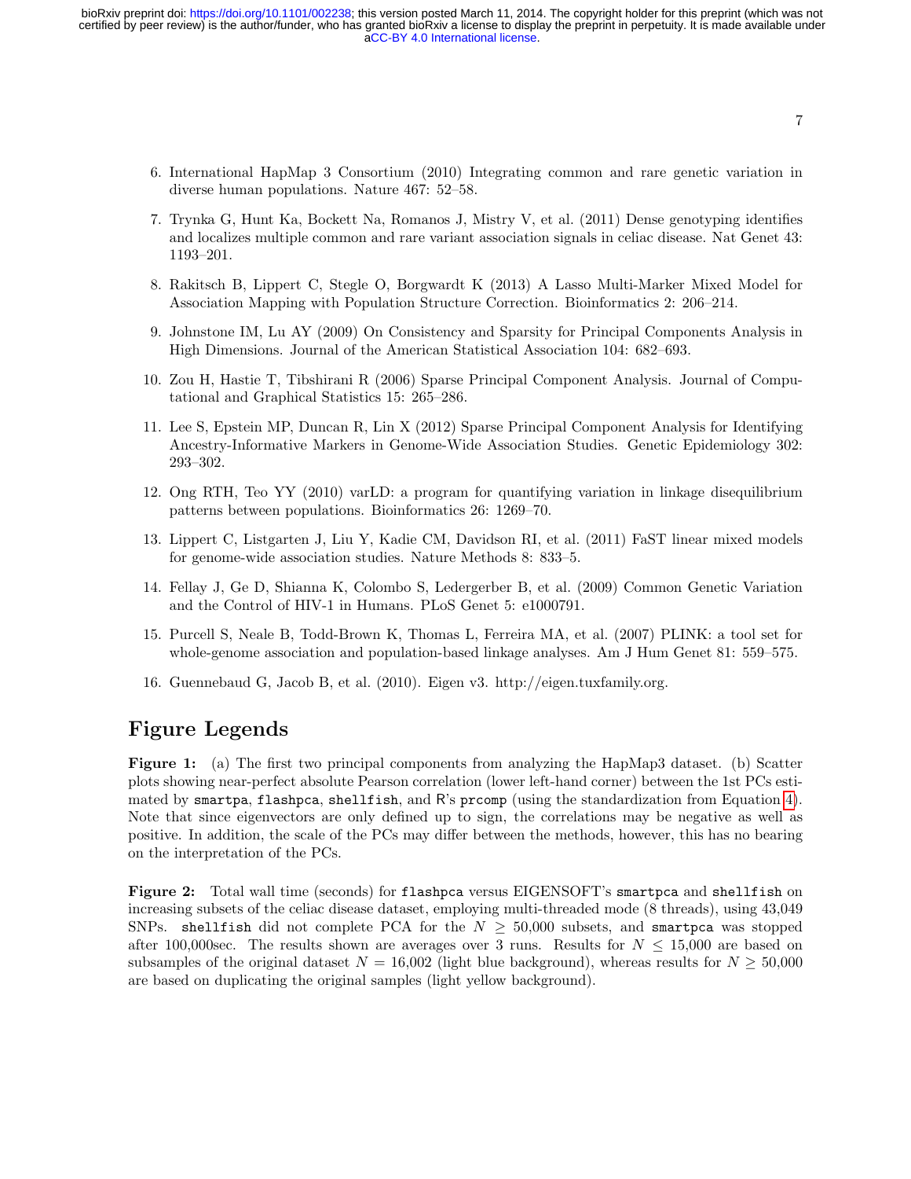6. International HapMap 3 Consortium (2010) Integrating common and rare genetic variation in diverse human populations. Nature 467: 52–58.

7. Trynka G, Hunt Ka, Bockett Na, Romanos J, Mistry V, et al. (2011) Dense genotyping identifies and localizes multiple common and rare variant association signals in celiac disease. Nat Genet 43: 1193–201.

8. Rakitsch B, Lippert C, Stegle O, Borgwardt K (2013) A Lasso Multi-Marker Mixed Model for Association Mapping with Population Structure Correction. Bioinformatics 2: 206–214.

9. Johnstone IM, Lu AY (2009) On Consistency and Sparsity for Principal Components Analysis in High Dimensions. Journal of the American Statistical Association 104: 682–693.

10. Zou H, Hastie T, Tibshirani R (2006) Sparse Principal Component Analysis. Journal of Computational and Graphical Statistics 15: 265–286.

11. Lee S, Epstein MP, Duncan R, Lin X (2012) Sparse Principal Component Analysis for Identifying Ancestry-Informative Markers in Genome-Wide Association Studies. Genetic Epidemiology 302: 293–302.

12. Ong RTH, Teo YY (2010) varLD: a program for quantifying variation in linkage disequilibrium patterns between populations. Bioinformatics 26: 1269–70.

13. Lippert C, Listgarten J, Liu Y, Kadie CM, Davidson RI, et al. (2011) FaST linear mixed models for genome-wide association studies. Nature Methods 8: 833–5.

14. Fellay J, Ge D, Shianna K, Colombo S, Ledergerber B, et al. (2009) Common Genetic Variation and the Control of HIV-1 in Humans. PLoS Genet 5: e1000791.

15. Purcell S, Neale B, Todd-Brown K, Thomas L, Ferreira MA, et al. (2007) PLINK: a tool set for whole-genome association and population-based linkage analyses. Am J Hum Genet 81: 559–575.

16. Guennebaud G, Jacob B, et al. (2010). Eigen v3. http://eigen.tuxfamily.org.

# Figure Legends

**Figure 1:** (a) The first two principal components from analyzing the HapMap3 dataset. (b) Scatter plots showing near-perfect absolute Pearson correlation (lower left-hand corner) between the 1st PCs estimated by `smartpa`, `flashpca`, `shellfish`, and R's `prcomp` (using the standardization from Equation 4). Note that since eigenvectors are only defined up to sign, the correlations may be negative as well as positive. In addition, the scale of the PCs may differ between the methods, however, this has no bearing on the interpretation of the PCs.

**Figure 2:** Total wall time (seconds) for `flashpca` versus EIGENSOFT's `smartpca` and `shellfish` on increasing subsets of the celiac disease dataset, employing multi-threaded mode (8 threads), using 43,049 SNPs. `shellfish` did not complete PCA for the $N \geq 50{,}000$ subsets, and `smartpca` was stopped after 100,000sec. The results shown are averages over 3 runs. Results for $N \leq 15{,}000$ are based on subsamples of the original dataset $N = 16{,}002$ (light blue background), whereas results for $N \geq 50{,}000$ are based on duplicating the original samples (light yellow background).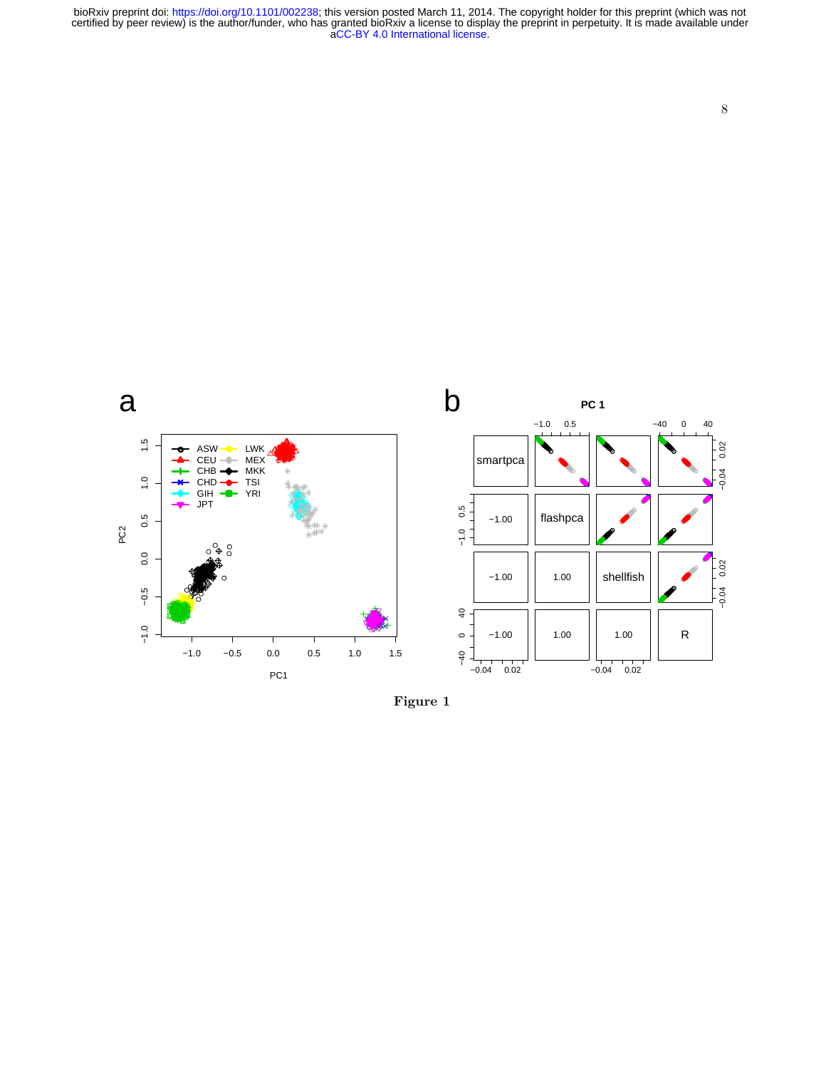Figure 1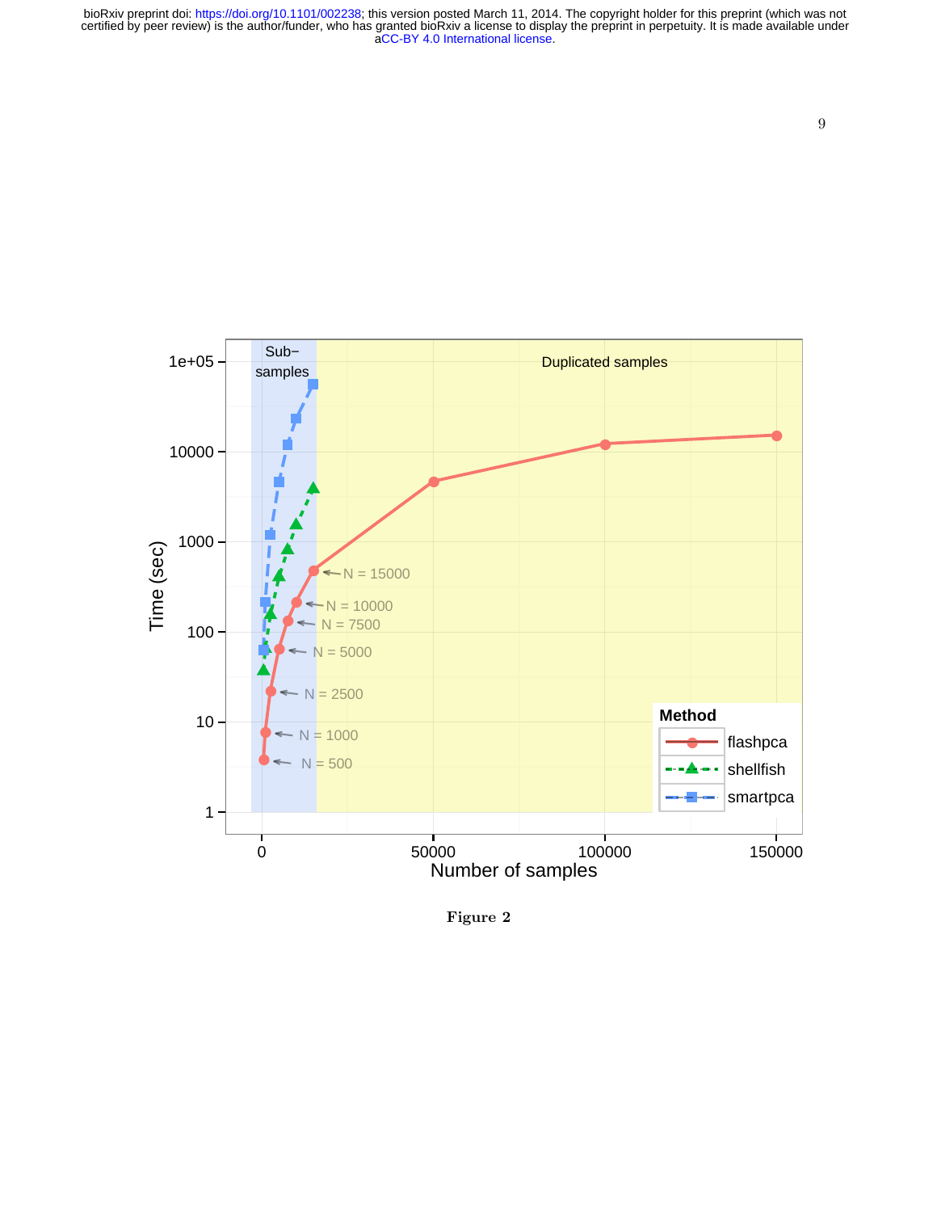**Figure 2**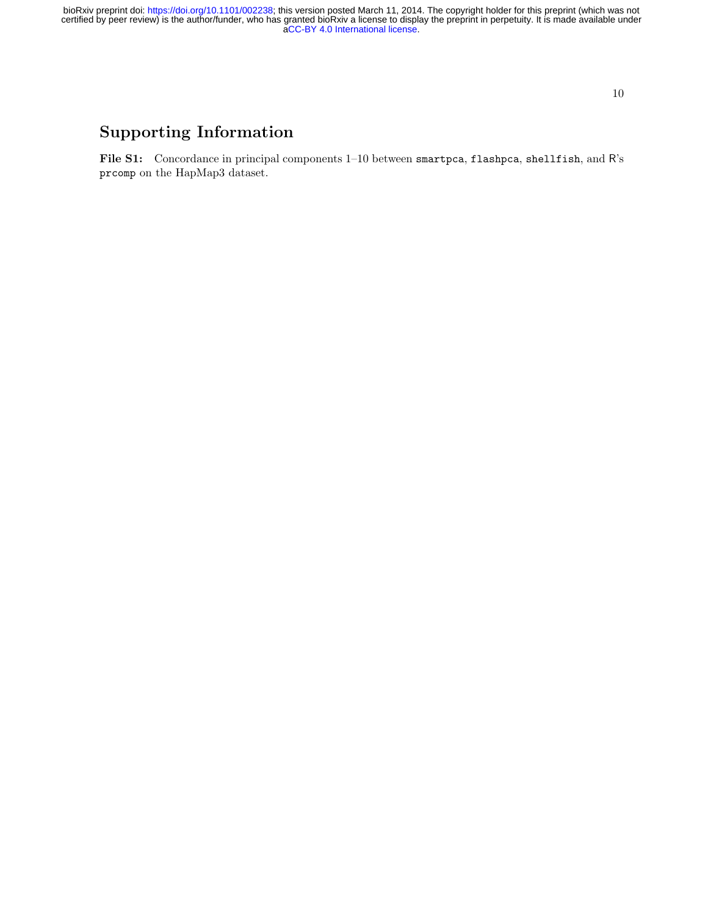## Supporting Information

**File S1:** Concordance in principal components 1–10 between `smartpca`, `flashpca`, `shellfish`, and R's `prcomp` on the HapMap3 dataset.